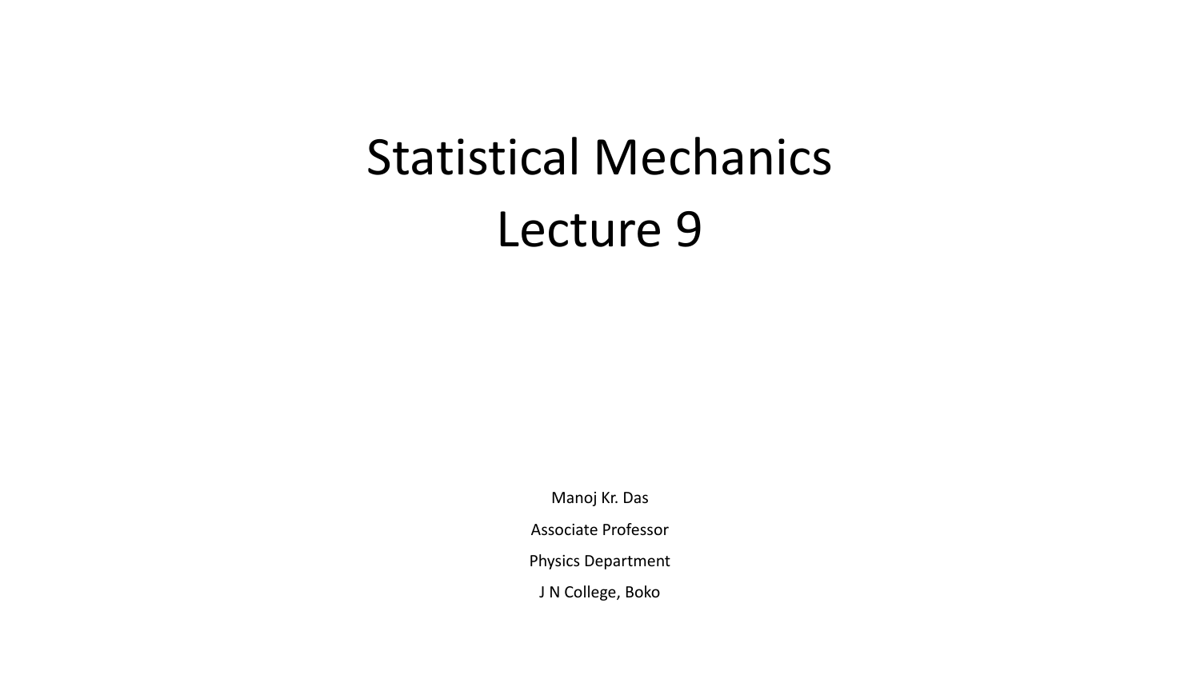# Statistical Mechanics
# Lecture 9

Manoj Kr. Das

Associate Professor

Physics Department

J N College, Boko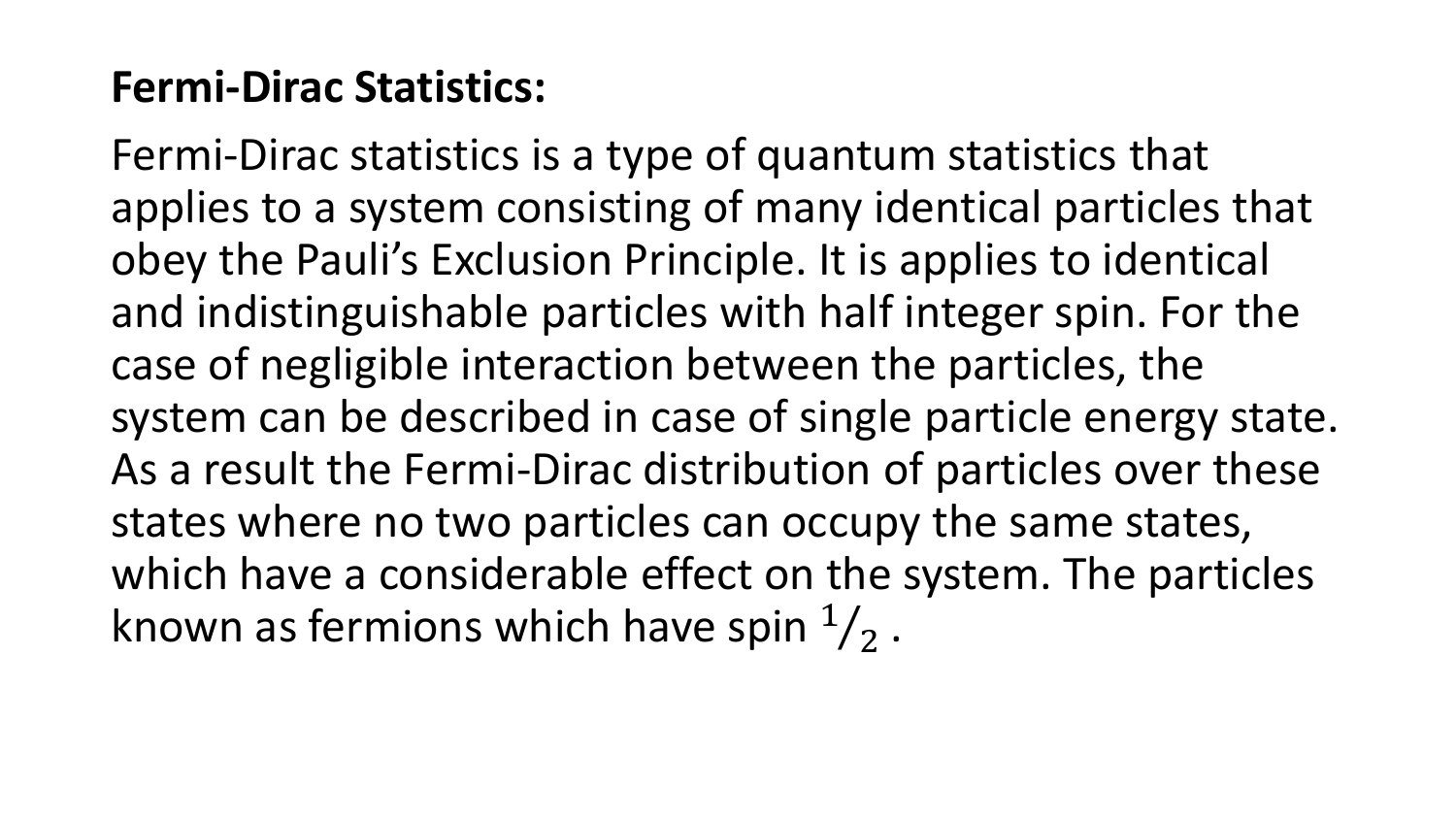**Fermi-Dirac Statistics:**

Fermi-Dirac statistics is a type of quantum statistics that applies to a system consisting of many identical particles that obey the Pauli's Exclusion Principle. It is applies to identical and indistinguishable particles with half integer spin. For the case of negligible interaction between the particles, the system can be described in case of single particle energy state. As a result the Fermi-Dirac distribution of particles over these states where no two particles can occupy the same states, which have a considerable effect on the system. The particles known as fermions which have spin $^1/_2$ .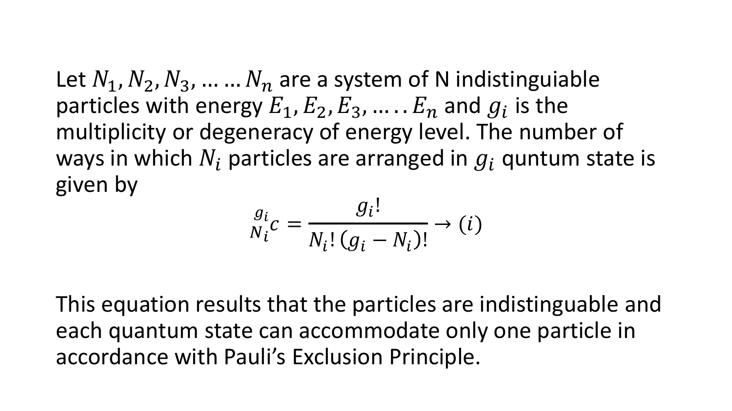Let $N_1, N_2, N_3, \ldots \ldots N_n$ are a system of N indistinguiable particles with energy $E_1, E_2, E_3, \ldots \ldots E_n$ and $g_i$ is the multiplicity or degeneracy of energy level. The number of ways in which $N_i$ particles are arranged in $g_i$ quntum state is given by

$$ {}^{g_i}_{N_i}C = \frac{g_i!}{N_i!\,(g_i - N_i)!} \rightarrow (i) $$

This equation results that the particles are indistinguable and each quantum state can accommodate only one particle in accordance with Pauli's Exclusion Principle.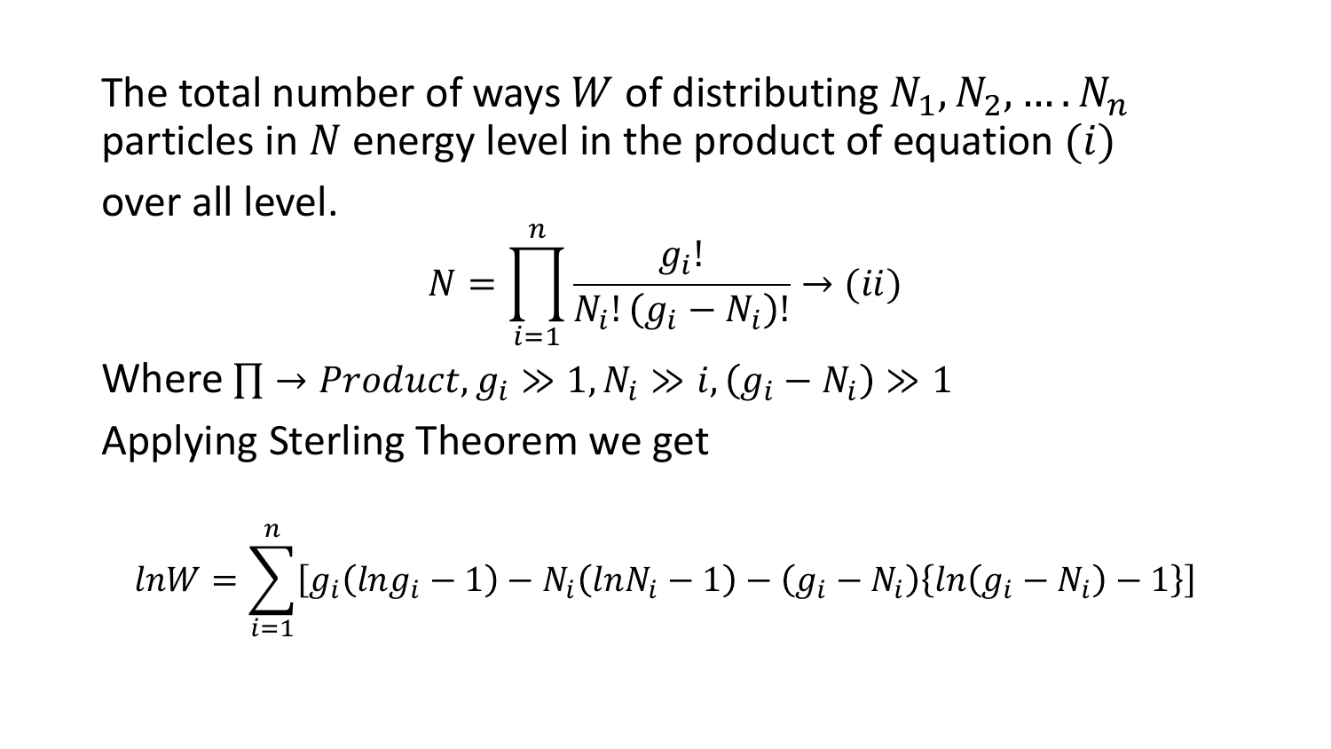The total number of ways $W$ of distributing $N_1, N_2, \ldots . N_n$ particles in $N$ energy level in the product of equation $(i)$ over all level.

$$N = \prod_{i=1}^{n} \frac{g_i!}{N_i!\,(g_i - N_i)!} \rightarrow (ii)$$

Where $\prod \rightarrow Product, g_i \gg 1, N_i \gg i, (g_i - N_i) \gg 1$

Applying Sterling Theorem we get

$$lnW = \sum_{i=1}^{n} [g_i(lng_i - 1) - N_i(lnN_i - 1) - (g_i - N_i)\{ln(g_i - N_i) - 1\}]$$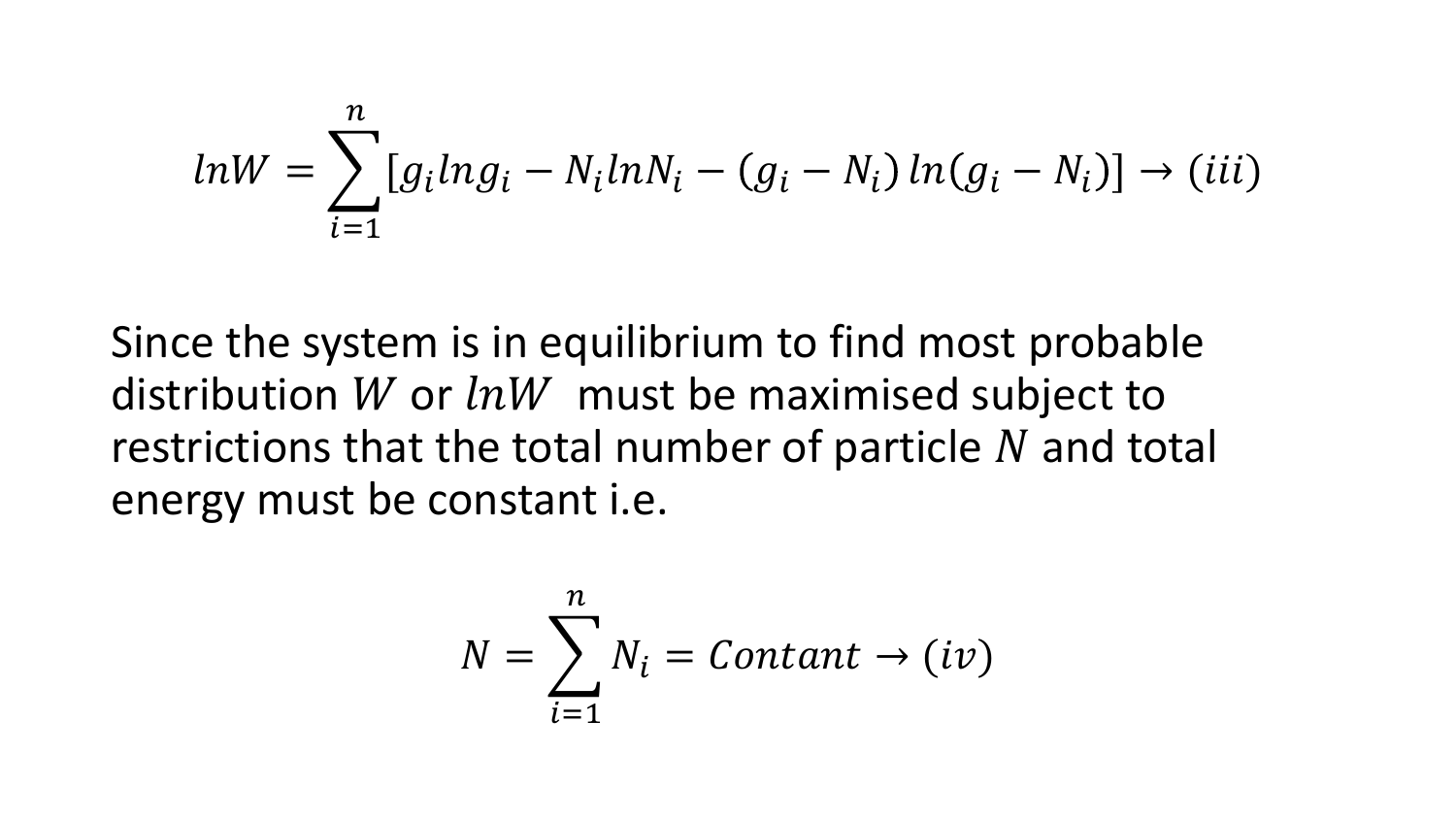$$lnW = \sum_{i=1}^{n} [g_i ln g_i - N_i ln N_i - (g_i - N_i) \, ln(g_i - N_i)] \rightarrow (iii)$$

Since the system is in equilibrium to find most probable distribution $W$ or $lnW$ must be maximised subject to restrictions that the total number of particle $N$ and total energy must be constant i.e.

$$N = \sum_{i=1}^{n} N_i = Contant \rightarrow (iv)$$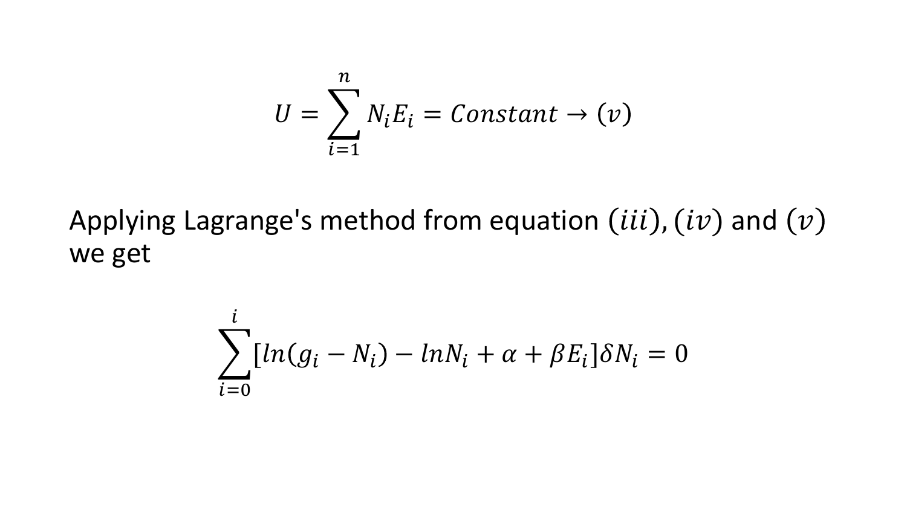$$U = \sum_{i=1}^{n} N_i E_i = Constant \rightarrow (v)$$

Applying Lagrange's method from equation $(iii), (iv)$ and $(v)$ we get

$$\sum_{i=0}^{i} [ln(g_i - N_i) - lnN_i + \alpha + \beta E_i]\delta N_i = 0$$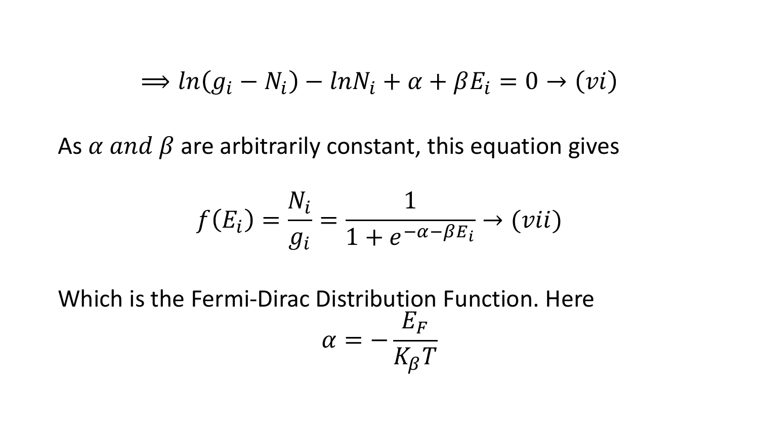$$\Longrightarrow ln(g_i - N_i) - lnN_i + \alpha + \beta E_i = 0 \rightarrow (vi)$$

As $\alpha$ $and$ $\beta$ are arbitrarily constant, this equation gives

$$f(E_i) = \frac{N_i}{g_i} = \frac{1}{1 + e^{-\alpha - \beta E_i}} \rightarrow (vii)$$

Which is the Fermi-Dirac Distribution Function. Here

$$\alpha = -\frac{E_F}{K_\beta T}$$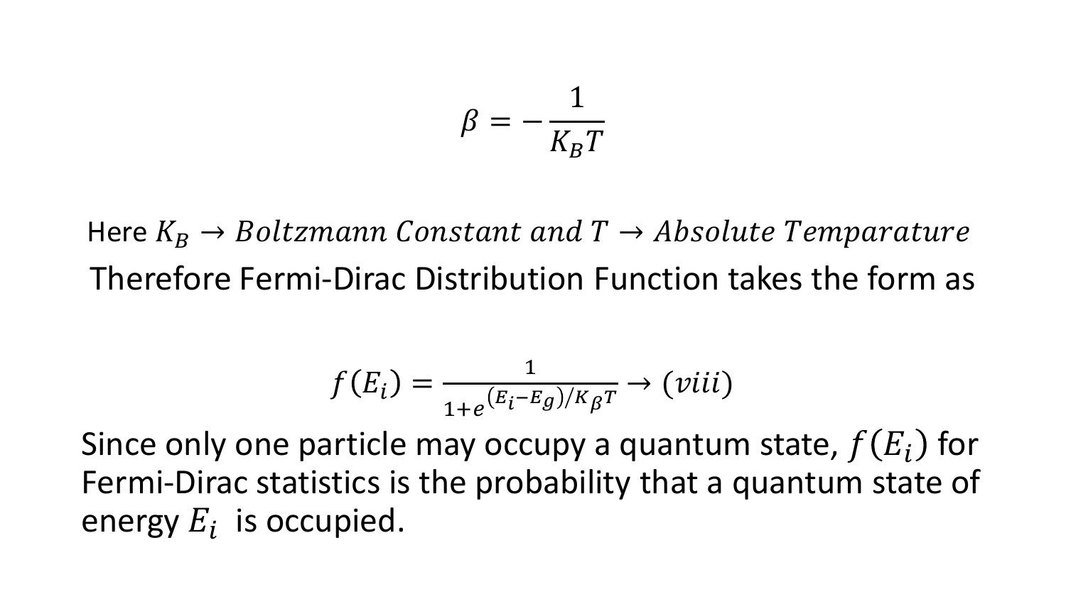$$\beta = -\frac{1}{K_B T}$$

Here $K_B \rightarrow Boltzmann\ Constant\ and\ T \rightarrow Absolute\ Temparature$

Therefore Fermi-Dirac Distribution Function takes the form as

$$f(E_i) = \frac{1}{1+e^{(E_i - E_g)/K_\beta T}} \rightarrow (viii)$$

Since only one particle may occupy a quantum state, $f(E_i)$ for Fermi-Dirac statistics is the probability that a quantum state of energy $E_i$ is occupied.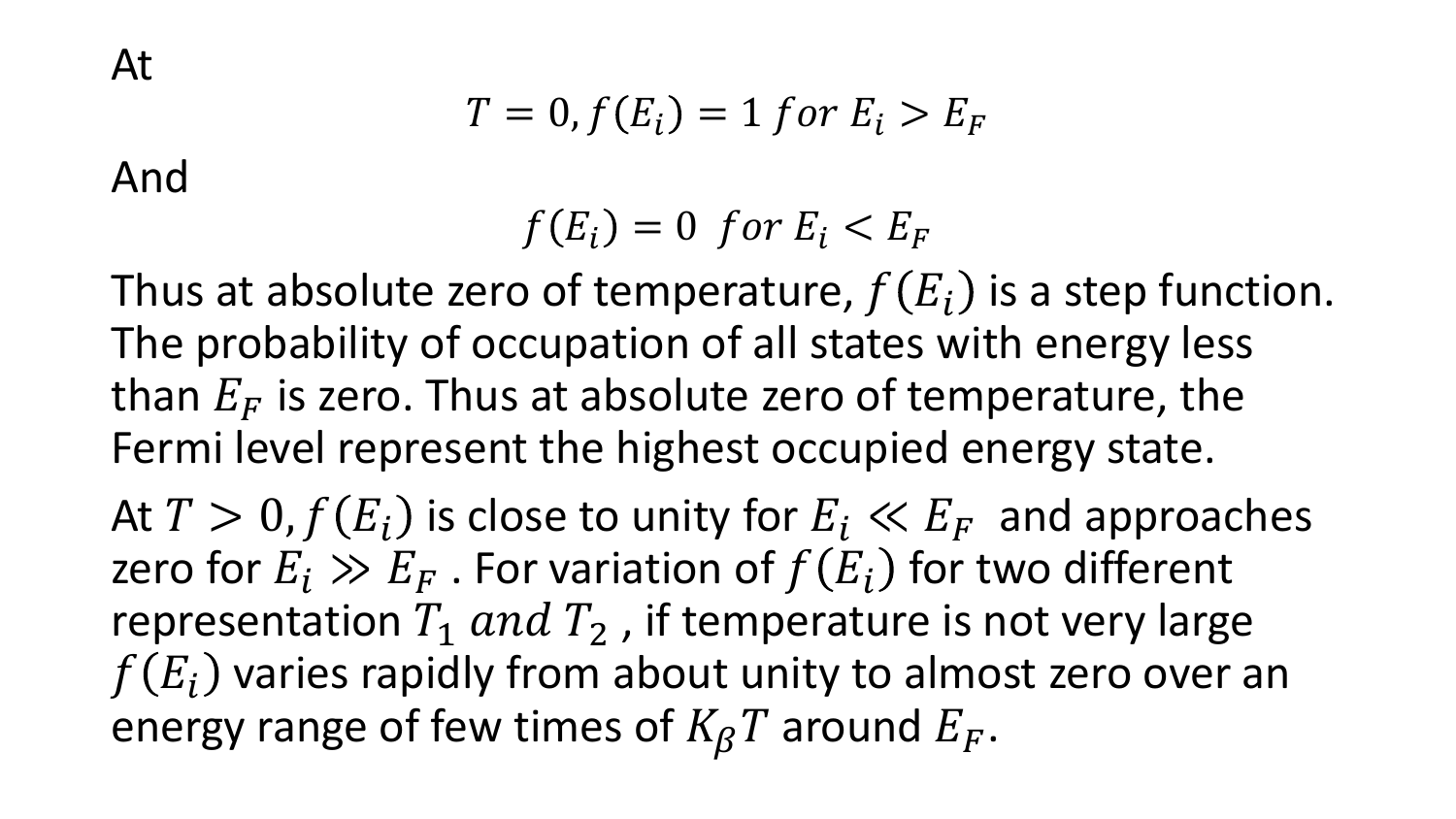At

$$T = 0, f(E_i) = 1 \; for \; E_i > E_F$$

And

$$f(E_i) = 0 \;\; for \; E_i < E_F$$

Thus at absolute zero of temperature, $f(E_i)$ is a step function. The probability of occupation of all states with energy less than $E_F$ is zero. Thus at absolute zero of temperature, the Fermi level represent the highest occupied energy state.

At $T > 0, f(E_i)$ is close to unity for $E_i \ll E_F$ and approaches zero for $E_i \gg E_F$ . For variation of $f(E_i)$ for two different representation $T_1 \; and \; T_2$ , if temperature is not very large $f(E_i)$ varies rapidly from about unity to almost zero over an energy range of few times of $K_\beta T$ around $E_F$.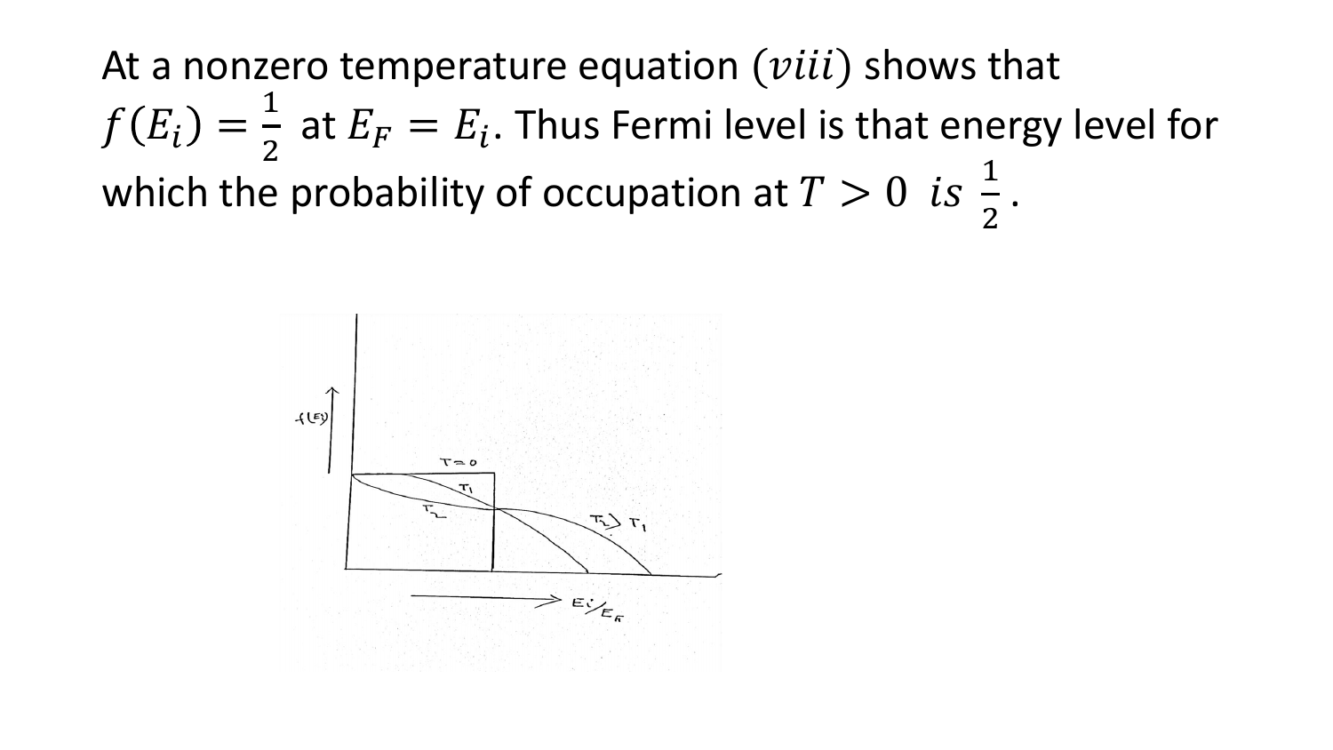At a nonzero temperature equation $(viii)$ shows that $f(E_i) = \frac{1}{2}$ at $E_F = E_i$. Thus Fermi level is that energy level for which the probability of occupation at $T > 0$ $is$ $\frac{1}{2}$.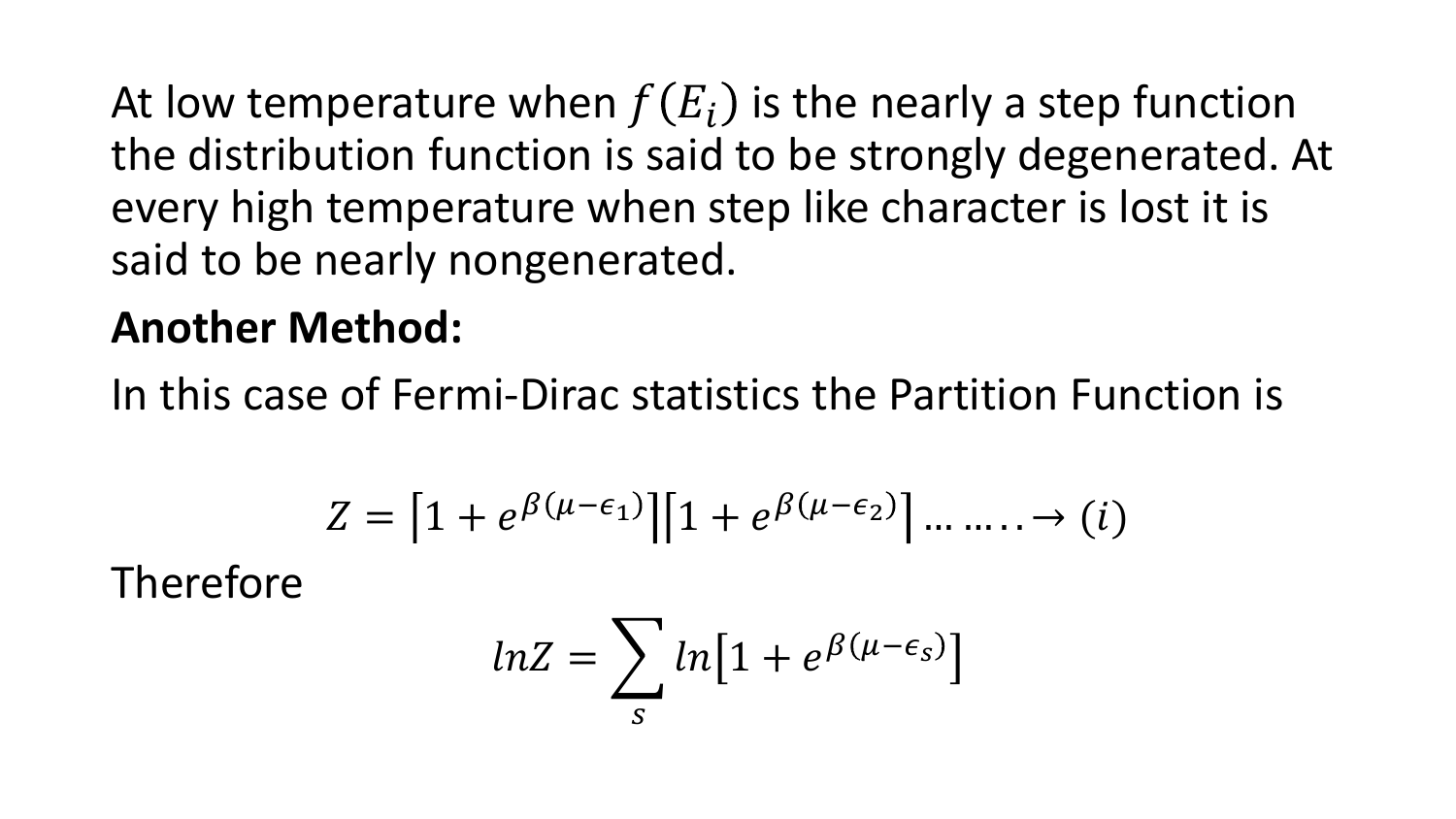At low temperature when $f(E_i)$ is the nearly a step function the distribution function is said to be strongly degenerated. At every high temperature when step like character is lost it is said to be nearly nongenerated.

**Another Method:**

In this case of Fermi-Dirac statistics the Partition Function is

$$Z = \left[1 + e^{\beta(\mu - \epsilon_1)}\right]\left[1 + e^{\beta(\mu - \epsilon_2)}\right] \ldots \ldots \ldots \rightarrow (i)$$

Therefore

$$lnZ = \sum_{s} ln\left[1 + e^{\beta(\mu - \epsilon_s)}\right]$$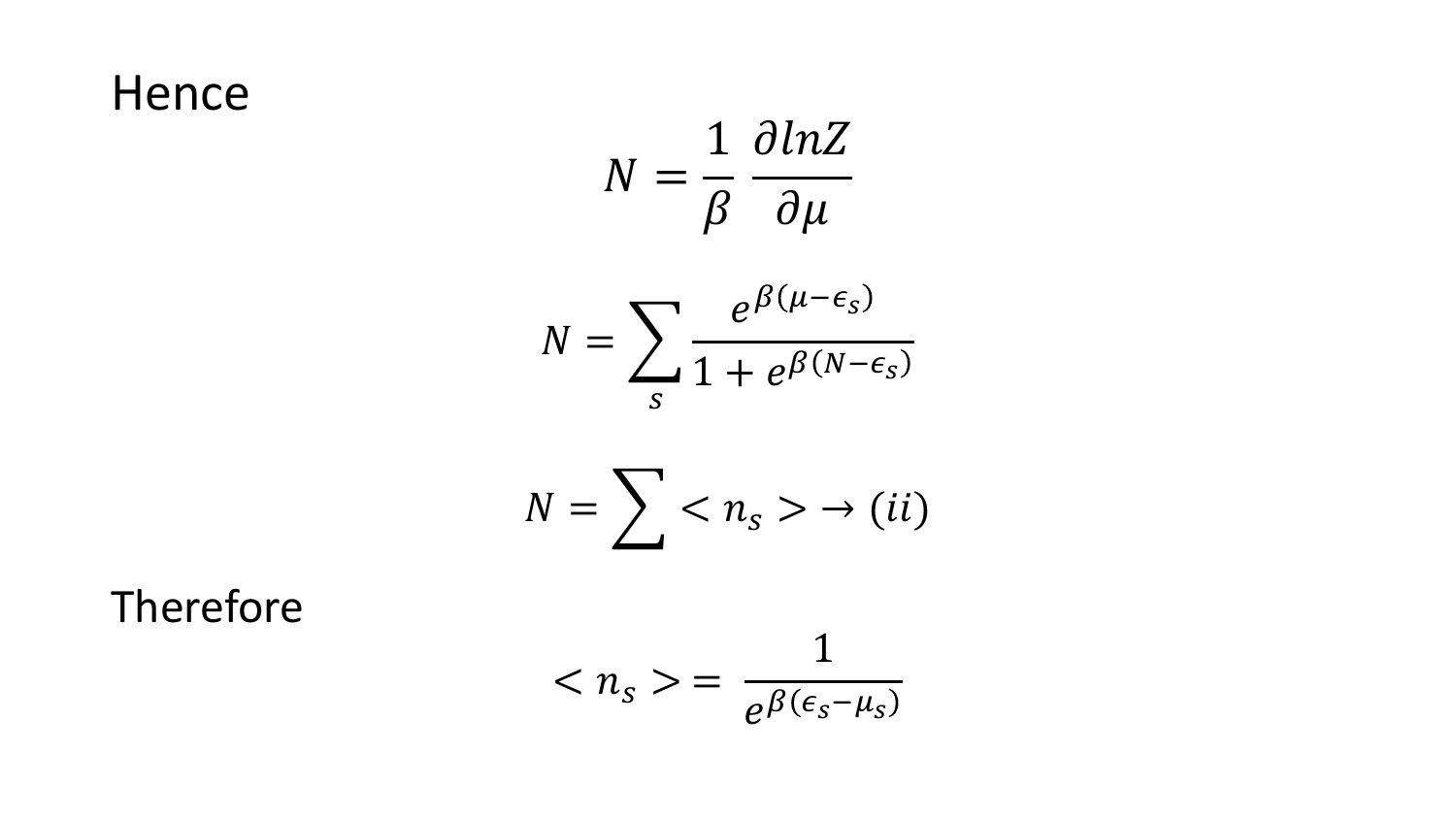Hence

$$N = \frac{1}{\beta} \frac{\partial lnZ}{\partial \mu}$$

$$N = \sum_s \frac{e^{\beta(\mu - \epsilon_s)}}{1 + e^{\beta(N - \epsilon_s)}}$$

$$N = \sum < n_s > \rightarrow (ii)$$

Therefore

$$< n_s > = \frac{1}{e^{\beta(\epsilon_s - \mu_s)}}$$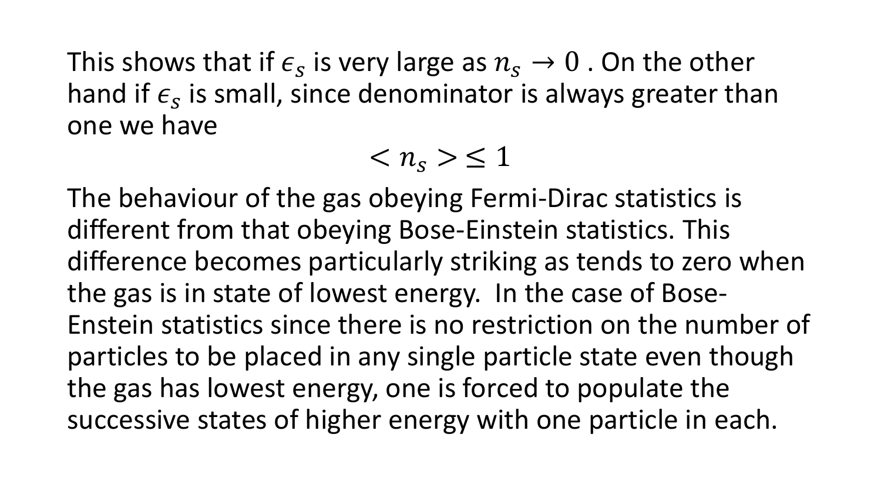This shows that if $\epsilon_s$ is very large as $n_s \to 0$ . On the other hand if $\epsilon_s$ is small, since denominator is always greater than one we have

$$< n_s > \leq 1$$

The behaviour of the gas obeying Fermi-Dirac statistics is different from that obeying Bose-Einstein statistics. This difference becomes particularly striking as tends to zero when the gas is in state of lowest energy.  In the case of Bose-Enstein statistics since there is no restriction on the number of particles to be placed in any single particle state even though the gas has lowest energy, one is forced to populate the successive states of higher energy with one particle in each.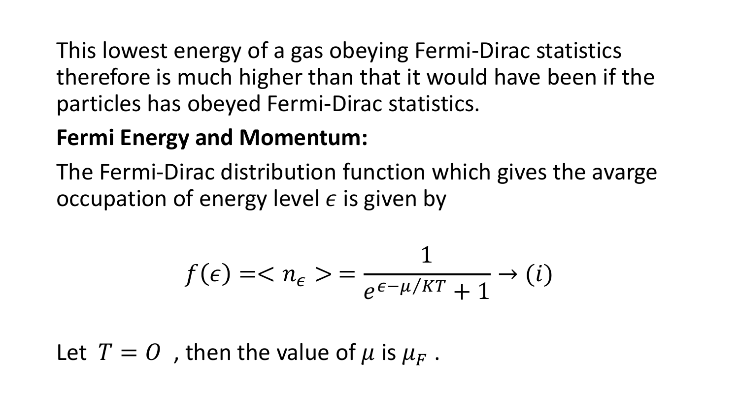This lowest energy of a gas obeying Fermi-Dirac statistics therefore is much higher than that it would have been if the particles has obeyed Fermi-Dirac statistics.

**Fermi Energy and Momentum:**

The Fermi-Dirac distribution function which gives the avarge occupation of energy level $\epsilon$ is given by

$$f(\epsilon) = < n_\epsilon > = \frac{1}{e^{\epsilon - \mu/KT} + 1} \rightarrow (i)$$

Let $T = O$ , then the value of $\mu$ is $\mu_F$ .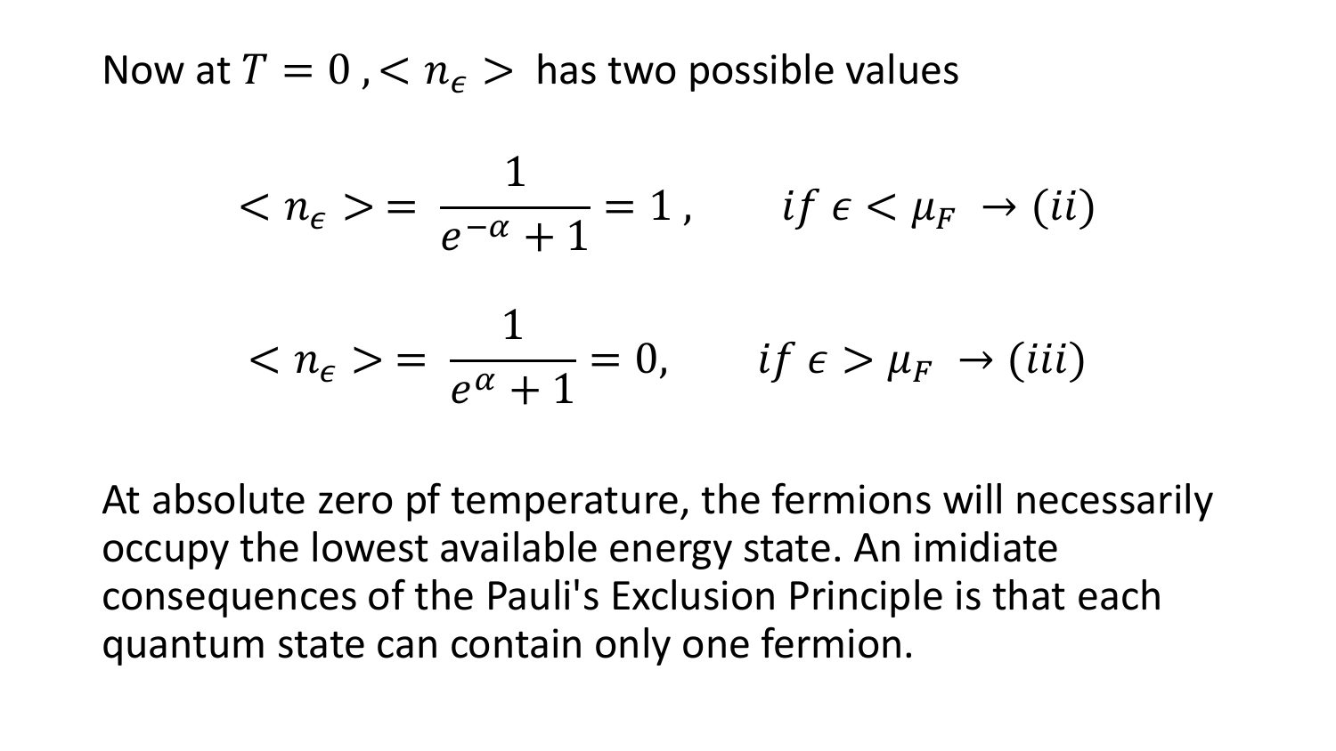Now at $T = 0$, $< n_\epsilon >$ has two possible values

$$< n_\epsilon > = \frac{1}{e^{-\alpha} + 1} = 1, \qquad if\ \epsilon < \mu_F \ \rightarrow (ii)$$

$$< n_\epsilon > = \frac{1}{e^{\alpha} + 1} = 0, \qquad if\ \epsilon > \mu_F \ \rightarrow (iii)$$

At absolute zero pf temperature, the fermions will necessarily occupy the lowest available energy state. An imidiate consequences of the Pauli's Exclusion Principle is that each quantum state can contain only one fermion.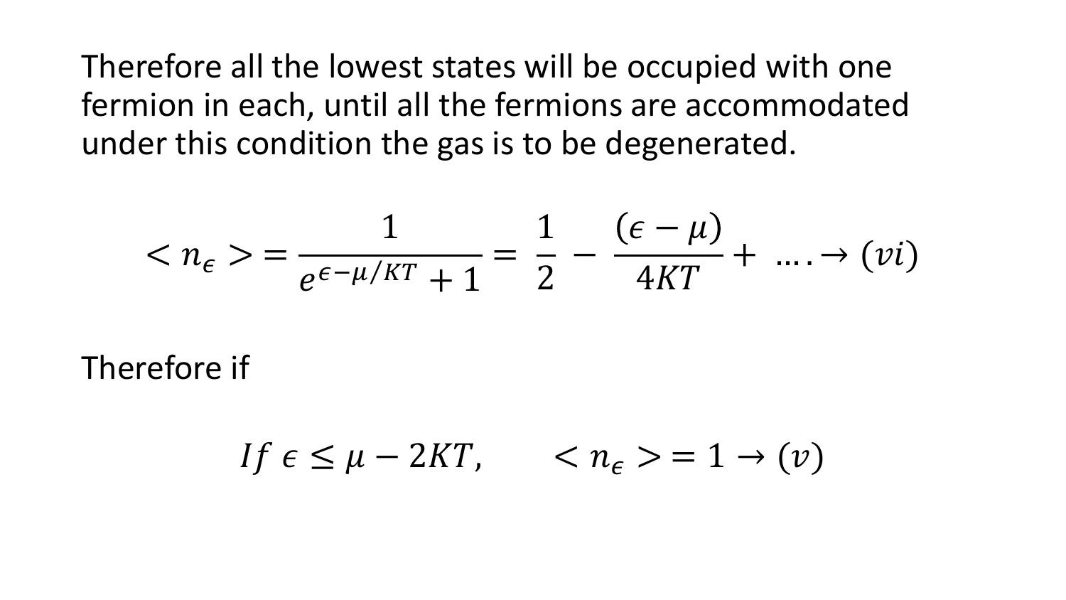Therefore all the lowest states will be occupied with one fermion in each, until all the fermions are accommodated under this condition the gas is to be degenerated.

$$< n_{\epsilon} > = \frac{1}{e^{\epsilon - \mu/KT} + 1} = \frac{1}{2} - \frac{(\epsilon - \mu)}{4KT} + \; \ldots . \rightarrow (vi)$$

Therefore if

$$If \; \epsilon \leq \mu - 2KT, \qquad < n_{\epsilon} > = 1 \rightarrow (v)$$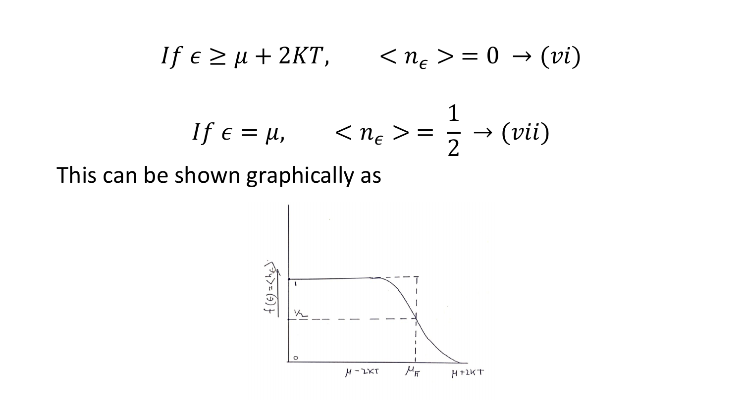$$If \ \epsilon \geq \mu + 2KT, \qquad < n_\epsilon > = 0 \ \rightarrow (vi)$$

$$If \ \epsilon = \mu, \qquad < n_\epsilon > = \frac{1}{2} \rightarrow (vii)$$

This can be shown graphically as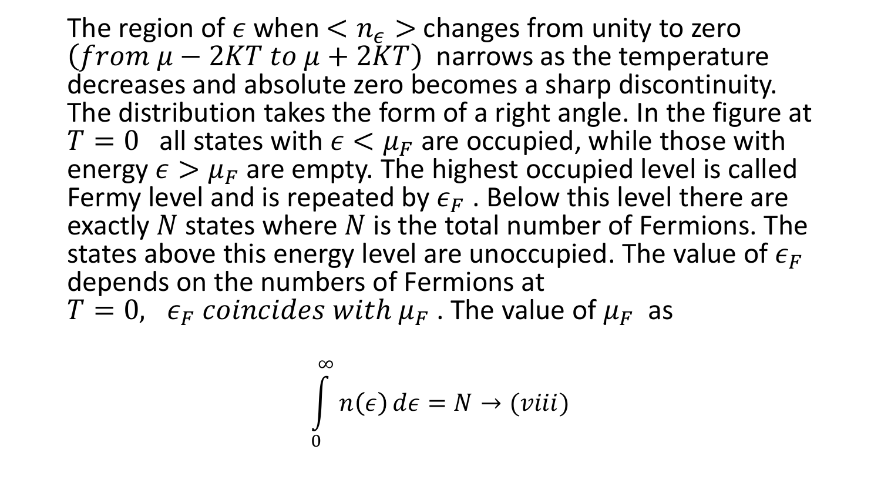The region of $\epsilon$ when $< n_\epsilon >$ changes from unity to zero $(from\ \mu - 2KT\ to\ \mu + 2KT)$ narrows as the temperature decreases and absolute zero becomes a sharp discontinuity. The distribution takes the form of a right angle. In the figure at $T = 0$ all states with $\epsilon < \mu_F$ are occupied, while those with energy $\epsilon > \mu_F$ are empty. The highest occupied level is called Fermy level and is repeated by $\epsilon_F$ . Below this level there are exactly $N$ states where $N$ is the total number of Fermions. The states above this energy level are unoccupied. The value of $\epsilon_F$ depends on the numbers of Fermions at $T = 0,\ \ \epsilon_F\ coincides\ with\ \mu_F$ . The value of $\mu_F$ as

$$\int_0^\infty n(\epsilon)\, d\epsilon = N \rightarrow (viii)$$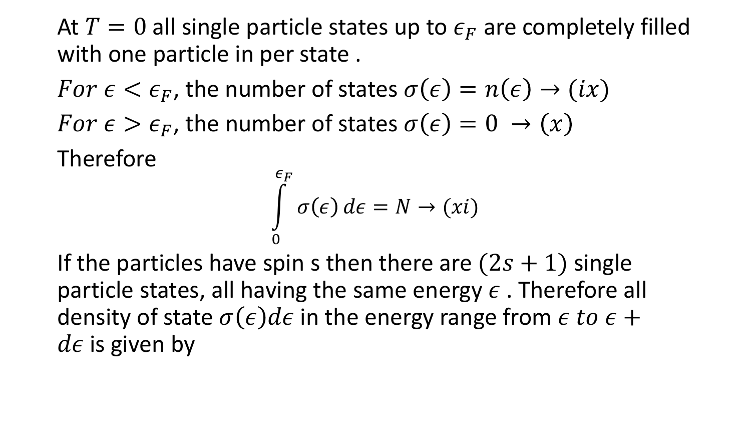At $T = 0$ all single particle states up to $\epsilon_F$ are completely filled with one particle in per state .

$For\ \epsilon < \epsilon_F$, the number of states $\sigma(\epsilon) = n(\epsilon) \rightarrow (ix)$

$For\ \epsilon > \epsilon_F$, the number of states $\sigma(\epsilon) = 0\ \rightarrow (x)$

Therefore

$$\int_0^{\epsilon_F} \sigma(\epsilon)\, d\epsilon = N \rightarrow (xi)$$

If the particles have spin s then there are $(2s + 1)$ single particle states, all having the same energy $\epsilon$ . Therefore all density of state $\sigma(\epsilon)d\epsilon$ in the energy range from $\epsilon\ to\ \epsilon + d\epsilon$ is given by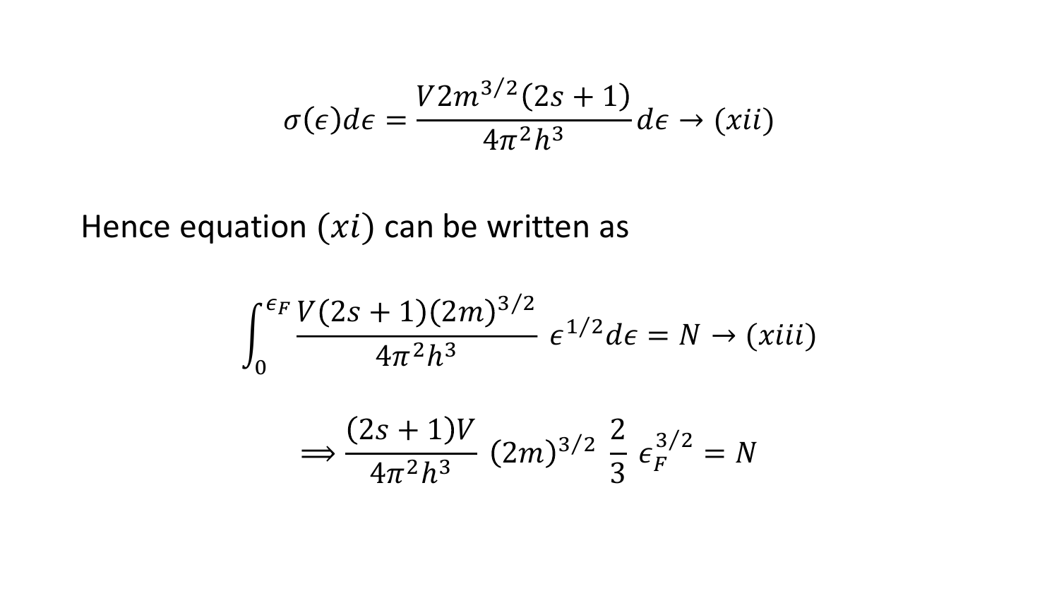$$\sigma(\epsilon)d\epsilon = \frac{V2m^{3/2}(2s+1)}{4\pi^2 h^3} d\epsilon \rightarrow (xii)$$

Hence equation $(xi)$ can be written as

$$\int_0^{\epsilon_F} \frac{V(2s+1)(2m)^{3/2}}{4\pi^2 h^3} \, \epsilon^{1/2} d\epsilon = N \rightarrow (xiii)$$

$$\Longrightarrow \frac{(2s+1)V}{4\pi^2 h^3} \, (2m)^{3/2} \, \frac{2}{3} \, \epsilon_F^{3/2} = N$$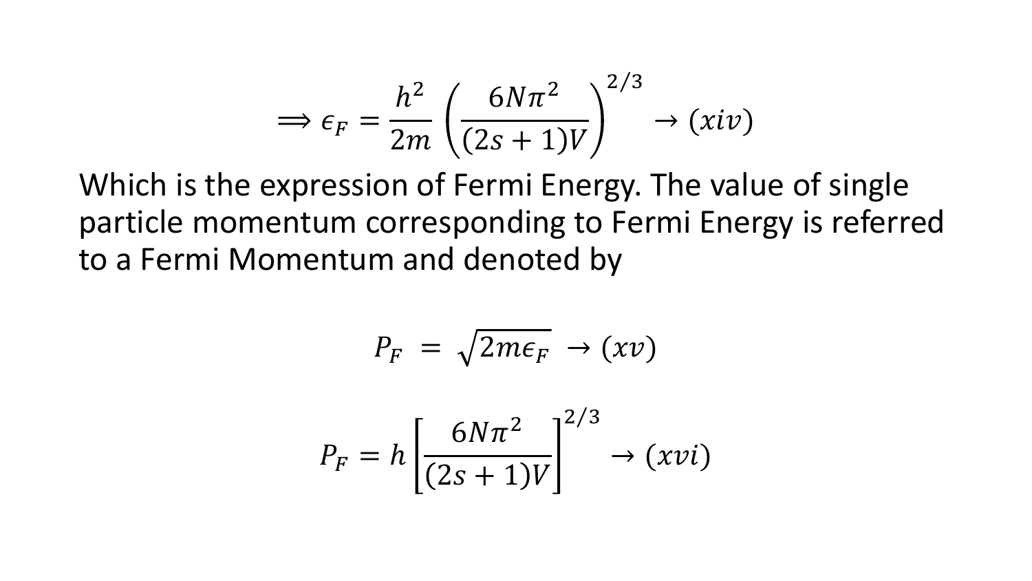$$\Longrightarrow \epsilon_F = \frac{h^2}{2m}\left(\frac{6N\pi^2}{(2s+1)V}\right)^{2/3} \rightarrow (xiv)$$

Which is the expression of Fermi Energy. The value of single particle momentum corresponding to Fermi Energy is referred to a Fermi Momentum and denoted by

$$P_F = \sqrt{2m\epsilon_F} \rightarrow (xv)$$

$$P_F = h\left[\frac{6N\pi^2}{(2s+1)V}\right]^{2/3} \rightarrow (xvi)$$